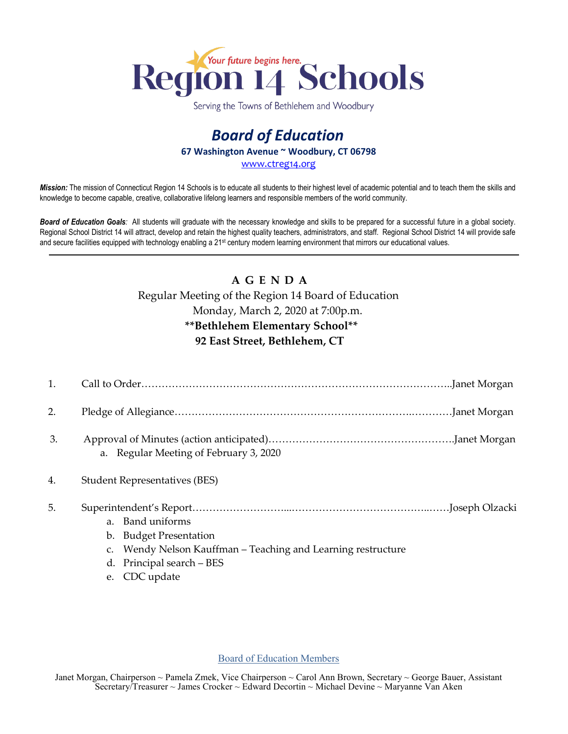# Region 14 Schools

*Your future begins here.*

Serving the Towns of Bethlehem and Woodbury

## *Board of Education*

**67 Washington Avenue ~ Woodbury, CT 06798**

www.ctreg14.org

***Mission:*** The mission of Connecticut Region 14 Schools is to educate all students to their highest level of academic potential and to teach them the skills and knowledge to become capable, creative, collaborative lifelong learners and responsible members of the world community.

***Board of Education Goals:*** All students will graduate with the necessary knowledge and skills to be prepared for a successful future in a global society. Regional School District 14 will attract, develop and retain the highest quality teachers, administrators, and staff. Regional School District 14 will provide safe and secure facilities equipped with technology enabling a 21st century modern learning environment that mirrors our educational values.

---

### A G E N D A

Regular Meeting of the Region 14 Board of Education
Monday, March 2, 2020 at 7:00p.m.
**\*\*Bethlehem Elementary School\*\***
**92 East Street, Bethlehem, CT**

1. Call to Order……………………………………………………………………………..Janet Morgan

2. Pledge of Allegiance…………………………………………………………..…………Janet Morgan

3. Approval of Minutes (action anticipated)……………………………………………….Janet Morgan
   a. Regular Meeting of February 3, 2020

4. Student Representatives (BES)

5. Superintendent's Report………………………...……………………………………..……Joseph Olzacki
   a. Band uniforms
   b. Budget Presentation
   c. Wendy Nelson Kauffman – Teaching and Learning restructure
   d. Principal search – BES
   e. CDC update

Board of Education Members

Janet Morgan, Chairperson ~ Pamela Zmek, Vice Chairperson ~ Carol Ann Brown, Secretary ~ George Bauer, Assistant Secretary/Treasurer ~ James Crocker ~ Edward Decortin ~ Michael Devine ~ Maryanne Van Aken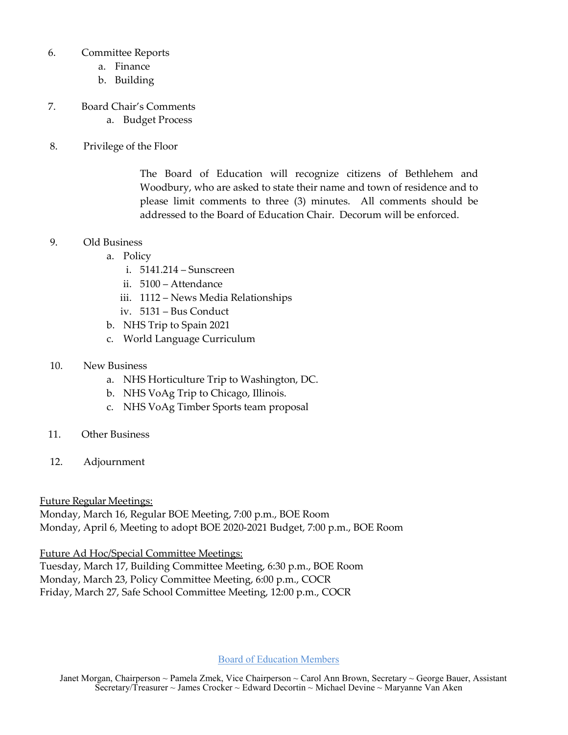6. Committee Reports
    a. Finance
    b. Building

7. Board Chair's Comments
    a. Budget Process

8. Privilege of the Floor

    The Board of Education will recognize citizens of Bethlehem and Woodbury, who are asked to state their name and town of residence and to please limit comments to three (3) minutes. All comments should be addressed to the Board of Education Chair. Decorum will be enforced.

9. Old Business
    a. Policy
        i. 5141.214 – Sunscreen
        ii. 5100 – Attendance
        iii. 1112 – News Media Relationships
        iv. 5131 – Bus Conduct
    b. NHS Trip to Spain 2021
    c. World Language Curriculum

10. New Business
    a. NHS Horticulture Trip to Washington, DC.
    b. NHS VoAg Trip to Chicago, Illinois.
    c. NHS VoAg Timber Sports team proposal

11. Other Business

12. Adjournment

<u>Future Regular Meetings:</u>
Monday, March 16, Regular BOE Meeting, 7:00 p.m., BOE Room
Monday, April 6, Meeting to adopt BOE 2020-2021 Budget, 7:00 p.m., BOE Room

<u>Future Ad Hoc/Special Committee Meetings:</u>
Tuesday, March 17, Building Committee Meeting, 6:30 p.m., BOE Room
Monday, March 23, Policy Committee Meeting, 6:00 p.m., COCR
Friday, March 27, Safe School Committee Meeting, 12:00 p.m., COCR

Board of Education Members

Janet Morgan, Chairperson ~ Pamela Zmek, Vice Chairperson ~ Carol Ann Brown, Secretary ~ George Bauer, Assistant Secretary/Treasurer ~ James Crocker ~ Edward Decortin ~ Michael Devine ~ Maryanne Van Aken